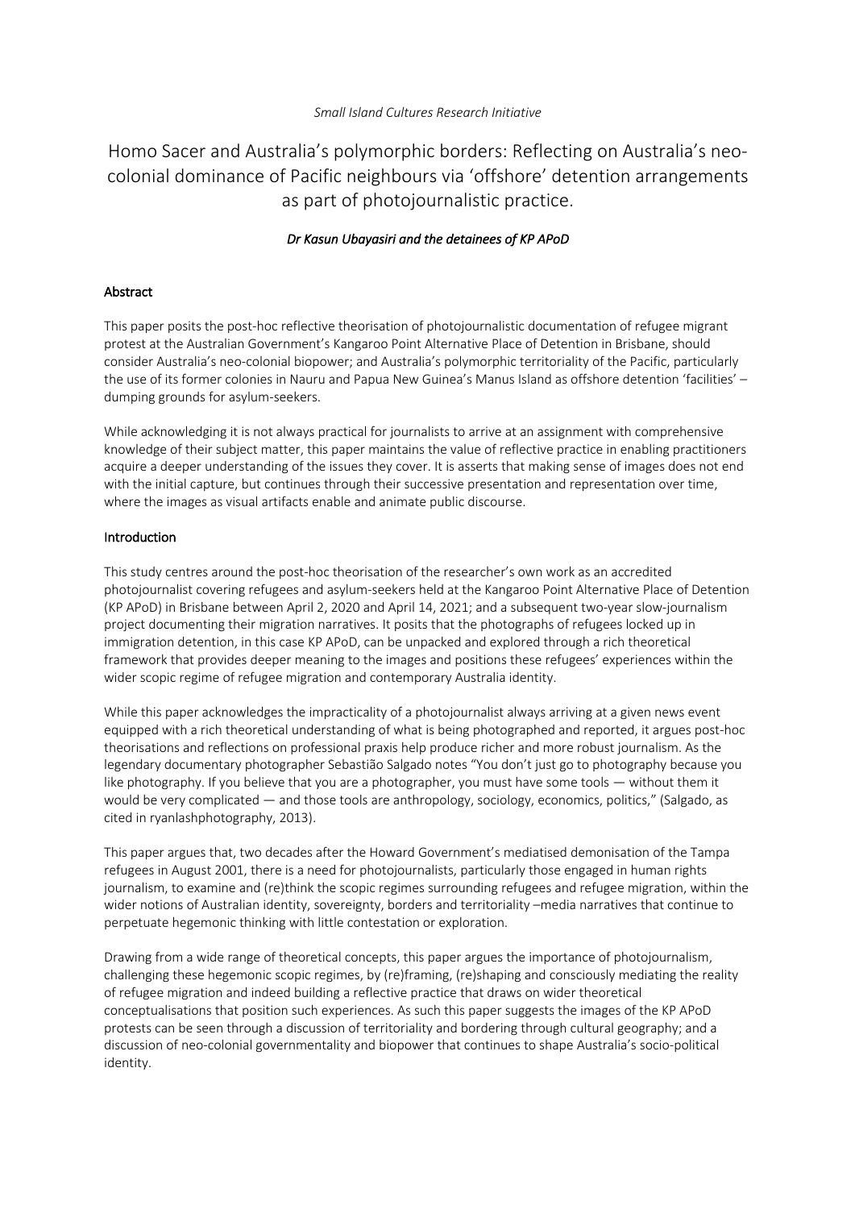*Small Island Cultures Research Initiative*

# Homo Sacer and Australia's polymorphic borders: Reflecting on Australia's neo-colonial dominance of Pacific neighbours via 'offshore' detention arrangements as part of photojournalistic practice.

***Dr Kasun Ubayasiri and the detainees of KP APoD***

## Abstract

This paper posits the post-hoc reflective theorisation of photojournalistic documentation of refugee migrant protest at the Australian Government's Kangaroo Point Alternative Place of Detention in Brisbane, should consider Australia's neo-colonial biopower; and Australia's polymorphic territoriality of the Pacific, particularly the use of its former colonies in Nauru and Papua New Guinea's Manus Island as offshore detention 'facilities' – dumping grounds for asylum-seekers.

While acknowledging it is not always practical for journalists to arrive at an assignment with comprehensive knowledge of their subject matter, this paper maintains the value of reflective practice in enabling practitioners acquire a deeper understanding of the issues they cover. It is asserts that making sense of images does not end with the initial capture, but continues through their successive presentation and representation over time, where the images as visual artifacts enable and animate public discourse.

## Introduction

This study centres around the post-hoc theorisation of the researcher's own work as an accredited photojournalist covering refugees and asylum-seekers held at the Kangaroo Point Alternative Place of Detention (KP APoD) in Brisbane between April 2, 2020 and April 14, 2021; and a subsequent two-year slow-journalism project documenting their migration narratives. It posits that the photographs of refugees locked up in immigration detention, in this case KP APoD, can be unpacked and explored through a rich theoretical framework that provides deeper meaning to the images and positions these refugees' experiences within the wider scopic regime of refugee migration and contemporary Australia identity.

While this paper acknowledges the impracticality of a photojournalist always arriving at a given news event equipped with a rich theoretical understanding of what is being photographed and reported, it argues post-hoc theorisations and reflections on professional praxis help produce richer and more robust journalism. As the legendary documentary photographer Sebastião Salgado notes "You don't just go to photography because you like photography. If you believe that you are a photographer, you must have some tools — without them it would be very complicated — and those tools are anthropology, sociology, economics, politics," (Salgado, as cited in ryanlashphotography, 2013).

This paper argues that, two decades after the Howard Government's mediatised demonisation of the Tampa refugees in August 2001, there is a need for photojournalists, particularly those engaged in human rights journalism, to examine and (re)think the scopic regimes surrounding refugees and refugee migration, within the wider notions of Australian identity, sovereignty, borders and territoriality –media narratives that continue to perpetuate hegemonic thinking with little contestation or exploration.

Drawing from a wide range of theoretical concepts, this paper argues the importance of photojournalism, challenging these hegemonic scopic regimes, by (re)framing, (re)shaping and consciously mediating the reality of refugee migration and indeed building a reflective practice that draws on wider theoretical conceptualisations that position such experiences. As such this paper suggests the images of the KP APoD protests can be seen through a discussion of territoriality and bordering through cultural geography; and a discussion of neo-colonial governmentality and biopower that continues to shape Australia's socio-political identity.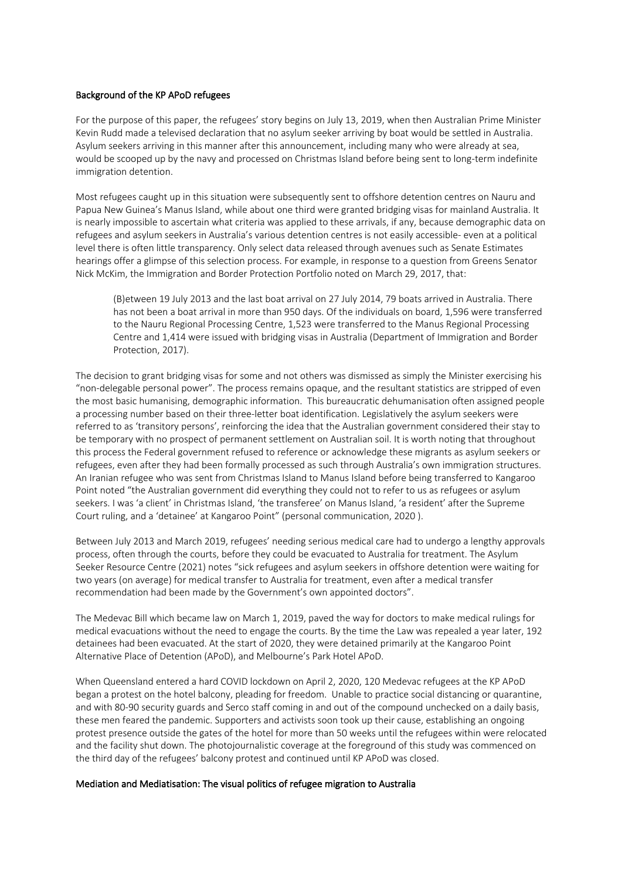## Background of the KP APoD refugees

For the purpose of this paper, the refugees' story begins on July 13, 2019, when then Australian Prime Minister Kevin Rudd made a televised declaration that no asylum seeker arriving by boat would be settled in Australia. Asylum seekers arriving in this manner after this announcement, including many who were already at sea, would be scooped up by the navy and processed on Christmas Island before being sent to long-term indefinite immigration detention.

Most refugees caught up in this situation were subsequently sent to offshore detention centres on Nauru and Papua New Guinea's Manus Island, while about one third were granted bridging visas for mainland Australia. It is nearly impossible to ascertain what criteria was applied to these arrivals, if any, because demographic data on refugees and asylum seekers in Australia's various detention centres is not easily accessible- even at a political level there is often little transparency. Only select data released through avenues such as Senate Estimates hearings offer a glimpse of this selection process. For example, in response to a question from Greens Senator Nick McKim, the Immigration and Border Protection Portfolio noted on March 29, 2017, that:

> (B)etween 19 July 2013 and the last boat arrival on 27 July 2014, 79 boats arrived in Australia. There has not been a boat arrival in more than 950 days. Of the individuals on board, 1,596 were transferred to the Nauru Regional Processing Centre, 1,523 were transferred to the Manus Regional Processing Centre and 1,414 were issued with bridging visas in Australia (Department of Immigration and Border Protection, 2017).

The decision to grant bridging visas for some and not others was dismissed as simply the Minister exercising his "non-delegable personal power". The process remains opaque, and the resultant statistics are stripped of even the most basic humanising, demographic information. This bureaucratic dehumanisation often assigned people a processing number based on their three-letter boat identification. Legislatively the asylum seekers were referred to as 'transitory persons', reinforcing the idea that the Australian government considered their stay to be temporary with no prospect of permanent settlement on Australian soil. It is worth noting that throughout this process the Federal government refused to reference or acknowledge these migrants as asylum seekers or refugees, even after they had been formally processed as such through Australia's own immigration structures. An Iranian refugee who was sent from Christmas Island to Manus Island before being transferred to Kangaroo Point noted "the Australian government did everything they could not to refer to us as refugees or asylum seekers. I was 'a client' in Christmas Island, 'the transferee' on Manus Island, 'a resident' after the Supreme Court ruling, and a 'detainee' at Kangaroo Point" (personal communication, 2020 ).

Between July 2013 and March 2019, refugees' needing serious medical care had to undergo a lengthy approvals process, often through the courts, before they could be evacuated to Australia for treatment. The Asylum Seeker Resource Centre (2021) notes "sick refugees and asylum seekers in offshore detention were waiting for two years (on average) for medical transfer to Australia for treatment, even after a medical transfer recommendation had been made by the Government's own appointed doctors".

The Medevac Bill which became law on March 1, 2019, paved the way for doctors to make medical rulings for medical evacuations without the need to engage the courts. By the time the Law was repealed a year later, 192 detainees had been evacuated. At the start of 2020, they were detained primarily at the Kangaroo Point Alternative Place of Detention (APoD), and Melbourne's Park Hotel APoD.

When Queensland entered a hard COVID lockdown on April 2, 2020, 120 Medevac refugees at the KP APoD began a protest on the hotel balcony, pleading for freedom. Unable to practice social distancing or quarantine, and with 80-90 security guards and Serco staff coming in and out of the compound unchecked on a daily basis, these men feared the pandemic. Supporters and activists soon took up their cause, establishing an ongoing protest presence outside the gates of the hotel for more than 50 weeks until the refugees within were relocated and the facility shut down. The photojournalistic coverage at the foreground of this study was commenced on the third day of the refugees' balcony protest and continued until KP APoD was closed.

## Mediation and Mediatisation: The visual politics of refugee migration to Australia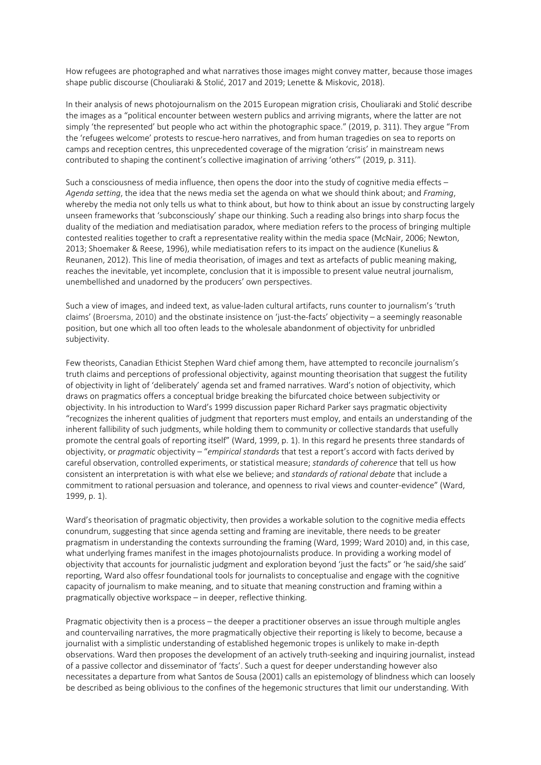How refugees are photographed and what narratives those images might convey matter, because those images shape public discourse (Chouliaraki & Stolić, 2017 and 2019; Lenette & Miskovic, 2018).

In their analysis of news photojournalism on the 2015 European migration crisis, Chouliaraki and Stolić describe the images as a "political encounter between western publics and arriving migrants, where the latter are not simply 'the represented' but people who act within the photographic space." (2019, p. 311). They argue "From the 'refugees welcome' protests to rescue-hero narratives, and from human tragedies on sea to reports on camps and reception centres, this unprecedented coverage of the migration 'crisis' in mainstream news contributed to shaping the continent's collective imagination of arriving 'others'" (2019, p. 311).

Such a consciousness of media influence, then opens the door into the study of cognitive media effects – *Agenda setting*, the idea that the news media set the agenda on what we should think about; and *Framing*, whereby the media not only tells us what to think about, but how to think about an issue by constructing largely unseen frameworks that 'subconsciously' shape our thinking. Such a reading also brings into sharp focus the duality of the mediation and mediatisation paradox, where mediation refers to the process of bringing multiple contested realities together to craft a representative reality within the media space (McNair, 2006; Newton, 2013; Shoemaker & Reese, 1996), while mediatisation refers to its impact on the audience (Kunelius & Reunanen, 2012). This line of media theorisation, of images and text as artefacts of public meaning making, reaches the inevitable, yet incomplete, conclusion that it is impossible to present value neutral journalism, unembellished and unadorned by the producers' own perspectives.

Such a view of images, and indeed text, as value-laden cultural artifacts, runs counter to journalism's 'truth claims' (Broersma, 2010) and the obstinate insistence on 'just-the-facts' objectivity – a seemingly reasonable position, but one which all too often leads to the wholesale abandonment of objectivity for unbridled subjectivity.

Few theorists, Canadian Ethicist Stephen Ward chief among them, have attempted to reconcile journalism's truth claims and perceptions of professional objectivity, against mounting theorisation that suggest the futility of objectivity in light of 'deliberately' agenda set and framed narratives. Ward's notion of objectivity, which draws on pragmatics offers a conceptual bridge breaking the bifurcated choice between subjectivity or objectivity. In his introduction to Ward's 1999 discussion paper Richard Parker says pragmatic objectivity "recognizes the inherent qualities of professional judgment that reporters must employ, and entails an understanding of the inherent fallibility of such judgments, while holding them to community or collective standards that usefully promote the central goals of reporting itself" (Ward, 1999, p. 1). In this regard he presents three standards of objectivity, or *pragmatic* objectivity – "*empirical standards* that test a report's accord with facts derived by careful observation, controlled experiments, or statistical measure; *standards of coherence* that tell us how consistent an interpretation is with what else we believe; and *standards of rational debate* that include a commitment to rational persuasion and tolerance, and openness to rival views and counter-evidence" (Ward, 1999, p. 1).

Ward's theorisation of pragmatic objectivity, then provides a workable solution to the cognitive media effects conundrum, suggesting that since agenda setting and framing are inevitable, there needs to be greater pragmatism in understanding the contexts surrounding the framing (Ward, 1999; Ward 2010) and, in this case, what underlying frames manifest in the images photojournalists produce. In providing a working model of objectivity that accounts for journalistic judgment and exploration beyond 'just the facts' or 'he said/she said' reporting, Ward also offesr foundational tools for journalists to conceptualise and engage with the cognitive capacity of journalism to make meaning, and to situate that meaning construction and framing within a pragmatically objective workspace – in deeper, reflective thinking.

Pragmatic objectivity then is a process – the deeper a practitioner observes an issue through multiple angles and countervailing narratives, the more pragmatically objective their reporting is likely to become, because a journalist with a simplistic understanding of established hegemonic tropes is unlikely to make in-depth observations. Ward then proposes the development of an actively truth-seeking and inquiring journalist, instead of a passive collector and disseminator of 'facts'. Such a quest for deeper understanding however also necessitates a departure from what Santos de Sousa (2001) calls an epistemology of blindness which can loosely be described as being oblivious to the confines of the hegemonic structures that limit our understanding. With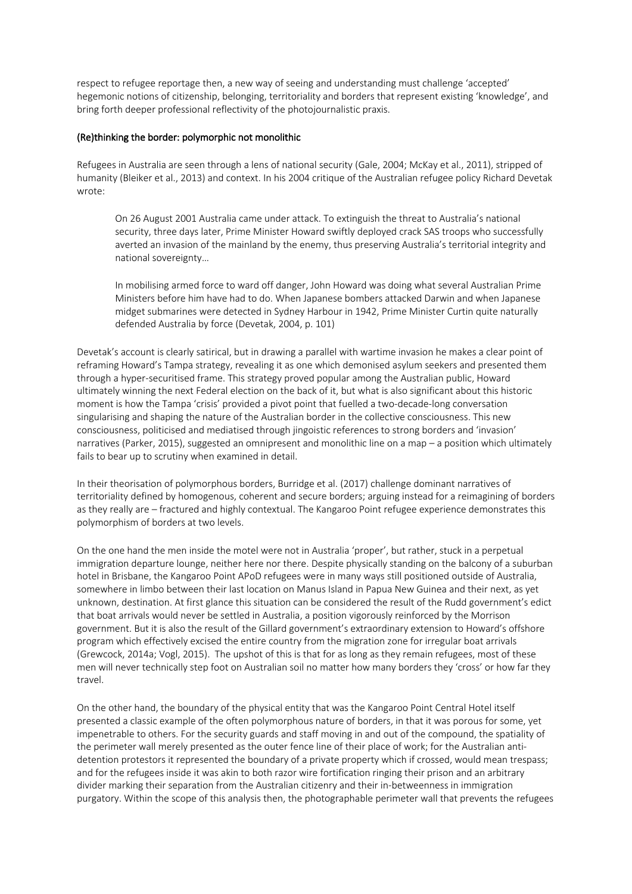respect to refugee reportage then, a new way of seeing and understanding must challenge 'accepted' hegemonic notions of citizenship, belonging, territoriality and borders that represent existing 'knowledge', and bring forth deeper professional reflectivity of the photojournalistic praxis.

## (Re)thinking the border: polymorphic not monolithic

Refugees in Australia are seen through a lens of national security (Gale, 2004; McKay et al., 2011), stripped of humanity (Bleiker et al., 2013) and context. In his 2004 critique of the Australian refugee policy Richard Devetak wrote:

> On 26 August 2001 Australia came under attack. To extinguish the threat to Australia's national security, three days later, Prime Minister Howard swiftly deployed crack SAS troops who successfully averted an invasion of the mainland by the enemy, thus preserving Australia's territorial integrity and national sovereignty…
>
> In mobilising armed force to ward off danger, John Howard was doing what several Australian Prime Ministers before him have had to do. When Japanese bombers attacked Darwin and when Japanese midget submarines were detected in Sydney Harbour in 1942, Prime Minister Curtin quite naturally defended Australia by force (Devetak, 2004, p. 101)

Devetak's account is clearly satirical, but in drawing a parallel with wartime invasion he makes a clear point of reframing Howard's Tampa strategy, revealing it as one which demonised asylum seekers and presented them through a hyper-securitised frame. This strategy proved popular among the Australian public, Howard ultimately winning the next Federal election on the back of it, but what is also significant about this historic moment is how the Tampa 'crisis' provided a pivot point that fuelled a two-decade-long conversation singularising and shaping the nature of the Australian border in the collective consciousness. This new consciousness, politicised and mediatised through jingoistic references to strong borders and 'invasion' narratives (Parker, 2015), suggested an omnipresent and monolithic line on a map – a position which ultimately fails to bear up to scrutiny when examined in detail.

In their theorisation of polymorphous borders, Burridge et al. (2017) challenge dominant narratives of territoriality defined by homogenous, coherent and secure borders; arguing instead for a reimagining of borders as they really are – fractured and highly contextual. The Kangaroo Point refugee experience demonstrates this polymorphism of borders at two levels.

On the one hand the men inside the motel were not in Australia 'proper', but rather, stuck in a perpetual immigration departure lounge, neither here nor there. Despite physically standing on the balcony of a suburban hotel in Brisbane, the Kangaroo Point APoD refugees were in many ways still positioned outside of Australia, somewhere in limbo between their last location on Manus Island in Papua New Guinea and their next, as yet unknown, destination. At first glance this situation can be considered the result of the Rudd government's edict that boat arrivals would never be settled in Australia, a position vigorously reinforced by the Morrison government. But it is also the result of the Gillard government's extraordinary extension to Howard's offshore program which effectively excised the entire country from the migration zone for irregular boat arrivals (Grewcock, 2014a; Vogl, 2015). The upshot of this is that for as long as they remain refugees, most of these men will never technically step foot on Australian soil no matter how many borders they 'cross' or how far they travel.

On the other hand, the boundary of the physical entity that was the Kangaroo Point Central Hotel itself presented a classic example of the often polymorphous nature of borders, in that it was porous for some, yet impenetrable to others. For the security guards and staff moving in and out of the compound, the spatiality of the perimeter wall merely presented as the outer fence line of their place of work; for the Australian anti-detention protestors it represented the boundary of a private property which if crossed, would mean trespass; and for the refugees inside it was akin to both razor wire fortification ringing their prison and an arbitrary divider marking their separation from the Australian citizenry and their in-betweenness in immigration purgatory. Within the scope of this analysis then, the photographable perimeter wall that prevents the refugees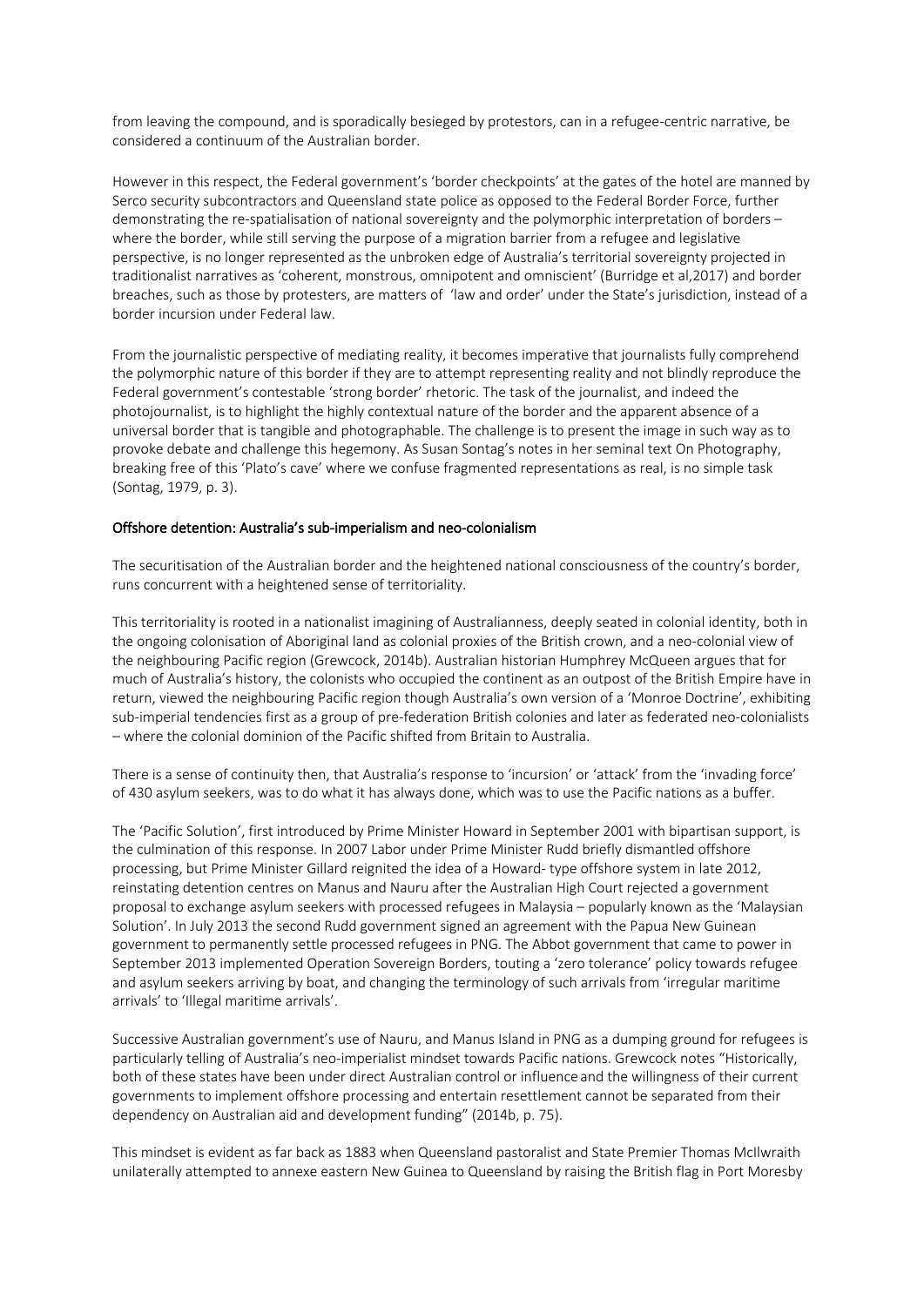from leaving the compound, and is sporadically besieged by protestors, can in a refugee-centric narrative, be considered a continuum of the Australian border.

However in this respect, the Federal government's 'border checkpoints' at the gates of the hotel are manned by Serco security subcontractors and Queensland state police as opposed to the Federal Border Force, further demonstrating the re-spatialisation of national sovereignty and the polymorphic interpretation of borders – where the border, while still serving the purpose of a migration barrier from a refugee and legislative perspective, is no longer represented as the unbroken edge of Australia's territorial sovereignty projected in traditionalist narratives as 'coherent, monstrous, omnipotent and omniscient' (Burridge et al,2017) and border breaches, such as those by protesters, are matters of 'law and order' under the State's jurisdiction, instead of a border incursion under Federal law.

From the journalistic perspective of mediating reality, it becomes imperative that journalists fully comprehend the polymorphic nature of this border if they are to attempt representing reality and not blindly reproduce the Federal government's contestable 'strong border' rhetoric. The task of the journalist, and indeed the photojournalist, is to highlight the highly contextual nature of the border and the apparent absence of a universal border that is tangible and photographable. The challenge is to present the image in such way as to provoke debate and challenge this hegemony. As Susan Sontag's notes in her seminal text On Photography, breaking free of this 'Plato's cave' where we confuse fragmented representations as real, is no simple task (Sontag, 1979, p. 3).

## Offshore detention: Australia's sub-imperialism and neo-colonialism

The securitisation of the Australian border and the heightened national consciousness of the country's border, runs concurrent with a heightened sense of territoriality.

This territoriality is rooted in a nationalist imagining of Australianness, deeply seated in colonial identity, both in the ongoing colonisation of Aboriginal land as colonial proxies of the British crown, and a neo-colonial view of the neighbouring Pacific region (Grewcock, 2014b). Australian historian Humphrey McQueen argues that for much of Australia's history, the colonists who occupied the continent as an outpost of the British Empire have in return, viewed the neighbouring Pacific region though Australia's own version of a 'Monroe Doctrine', exhibiting sub-imperial tendencies first as a group of pre-federation British colonies and later as federated neo-colonialists – where the colonial dominion of the Pacific shifted from Britain to Australia.

There is a sense of continuity then, that Australia's response to 'incursion' or 'attack' from the 'invading force' of 430 asylum seekers, was to do what it has always done, which was to use the Pacific nations as a buffer.

The 'Pacific Solution', first introduced by Prime Minister Howard in September 2001 with bipartisan support, is the culmination of this response. In 2007 Labor under Prime Minister Rudd briefly dismantled offshore processing, but Prime Minister Gillard reignited the idea of a Howard- type offshore system in late 2012, reinstating detention centres on Manus and Nauru after the Australian High Court rejected a government proposal to exchange asylum seekers with processed refugees in Malaysia – popularly known as the 'Malaysian Solution'. In July 2013 the second Rudd government signed an agreement with the Papua New Guinean government to permanently settle processed refugees in PNG. The Abbot government that came to power in September 2013 implemented Operation Sovereign Borders, touting a 'zero tolerance' policy towards refugee and asylum seekers arriving by boat, and changing the terminology of such arrivals from 'irregular maritime arrivals' to 'Illegal maritime arrivals'.

Successive Australian government's use of Nauru, and Manus Island in PNG as a dumping ground for refugees is particularly telling of Australia's neo-imperialist mindset towards Pacific nations. Grewcock notes "Historically, both of these states have been under direct Australian control or influence and the willingness of their current governments to implement offshore processing and entertain resettlement cannot be separated from their dependency on Australian aid and development funding" (2014b, p. 75).

This mindset is evident as far back as 1883 when Queensland pastoralist and State Premier Thomas McIlwraith unilaterally attempted to annexe eastern New Guinea to Queensland by raising the British flag in Port Moresby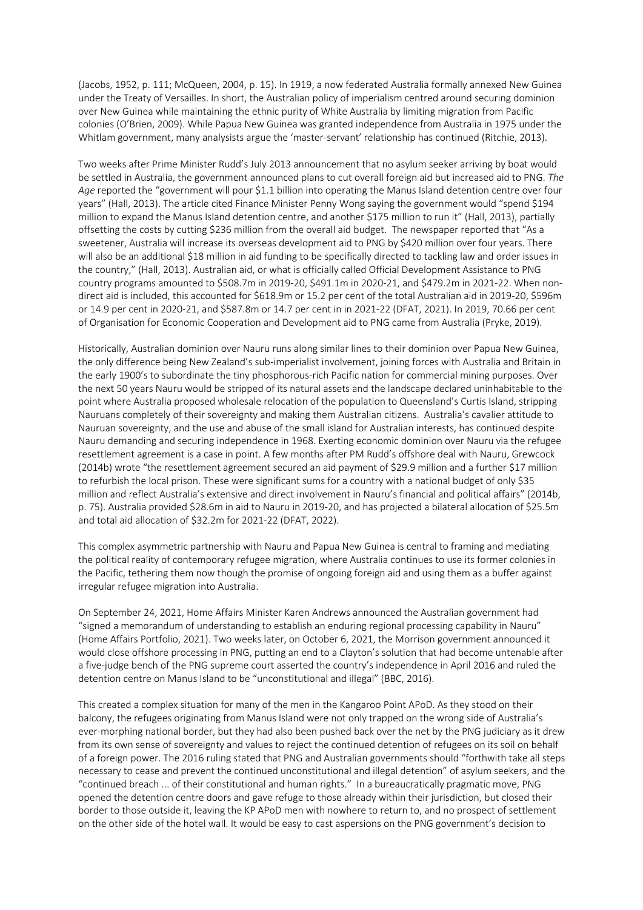(Jacobs, 1952, p. 111; McQueen, 2004, p. 15). In 1919, a now federated Australia formally annexed New Guinea under the Treaty of Versailles. In short, the Australian policy of imperialism centred around securing dominion over New Guinea while maintaining the ethnic purity of White Australia by limiting migration from Pacific colonies (O'Brien, 2009). While Papua New Guinea was granted independence from Australia in 1975 under the Whitlam government, many analysists argue the 'master-servant' relationship has continued (Ritchie, 2013).

Two weeks after Prime Minister Rudd's July 2013 announcement that no asylum seeker arriving by boat would be settled in Australia, the government announced plans to cut overall foreign aid but increased aid to PNG. *The Age* reported the "government will pour $1.1 billion into operating the Manus Island detention centre over four years" (Hall, 2013). The article cited Finance Minister Penny Wong saying the government would "spend $194 million to expand the Manus Island detention centre, and another $175 million to run it" (Hall, 2013), partially offsetting the costs by cutting $236 million from the overall aid budget. The newspaper reported that "As a sweetener, Australia will increase its overseas development aid to PNG by $420 million over four years. There will also be an additional $18 million in aid funding to be specifically directed to tackling law and order issues in the country," (Hall, 2013). Australian aid, or what is officially called Official Development Assistance to PNG country programs amounted to $508.7m in 2019-20, $491.1m in 2020-21, and $479.2m in 2021-22. When non-direct aid is included, this accounted for $618.9m or 15.2 per cent of the total Australian aid in 2019-20, $596m or 14.9 per cent in 2020-21, and $587.8m or 14.7 per cent in in 2021-22 (DFAT, 2021). In 2019, 70.66 per cent of Organisation for Economic Cooperation and Development aid to PNG came from Australia (Pryke, 2019).

Historically, Australian dominion over Nauru runs along similar lines to their dominion over Papua New Guinea, the only difference being New Zealand's sub-imperialist involvement, joining forces with Australia and Britain in the early 1900's to subordinate the tiny phosphorous-rich Pacific nation for commercial mining purposes. Over the next 50 years Nauru would be stripped of its natural assets and the landscape declared uninhabitable to the point where Australia proposed wholesale relocation of the population to Queensland's Curtis Island, stripping Nauruans completely of their sovereignty and making them Australian citizens. Australia's cavalier attitude to Nauruan sovereignty, and the use and abuse of the small island for Australian interests, has continued despite Nauru demanding and securing independence in 1968. Exerting economic dominion over Nauru via the refugee resettlement agreement is a case in point. A few months after PM Rudd's offshore deal with Nauru, Grewcock (2014b) wrote "the resettlement agreement secured an aid payment of $29.9 million and a further $17 million to refurbish the local prison. These were significant sums for a country with a national budget of only $35 million and reflect Australia's extensive and direct involvement in Nauru's financial and political affairs" (2014b, p. 75). Australia provided $28.6m in aid to Nauru in 2019-20, and has projected a bilateral allocation of $25.5m and total aid allocation of $32.2m for 2021-22 (DFAT, 2022).

This complex asymmetric partnership with Nauru and Papua New Guinea is central to framing and mediating the political reality of contemporary refugee migration, where Australia continues to use its former colonies in the Pacific, tethering them now though the promise of ongoing foreign aid and using them as a buffer against irregular refugee migration into Australia.

On September 24, 2021, Home Affairs Minister Karen Andrews announced the Australian government had "signed a memorandum of understanding to establish an enduring regional processing capability in Nauru" (Home Affairs Portfolio, 2021). Two weeks later, on October 6, 2021, the Morrison government announced it would close offshore processing in PNG, putting an end to a Clayton's solution that had become untenable after a five-judge bench of the PNG supreme court asserted the country's independence in April 2016 and ruled the detention centre on Manus Island to be "unconstitutional and illegal" (BBC, 2016).

This created a complex situation for many of the men in the Kangaroo Point APoD. As they stood on their balcony, the refugees originating from Manus Island were not only trapped on the wrong side of Australia's ever-morphing national border, but they had also been pushed back over the net by the PNG judiciary as it drew from its own sense of sovereignty and values to reject the continued detention of refugees on its soil on behalf of a foreign power. The 2016 ruling stated that PNG and Australian governments should "forthwith take all steps necessary to cease and prevent the continued unconstitutional and illegal detention" of asylum seekers, and the "continued breach ... of their constitutional and human rights." In a bureaucratically pragmatic move, PNG opened the detention centre doors and gave refuge to those already within their jurisdiction, but closed their border to those outside it, leaving the KP APoD men with nowhere to return to, and no prospect of settlement on the other side of the hotel wall. It would be easy to cast aspersions on the PNG government's decision to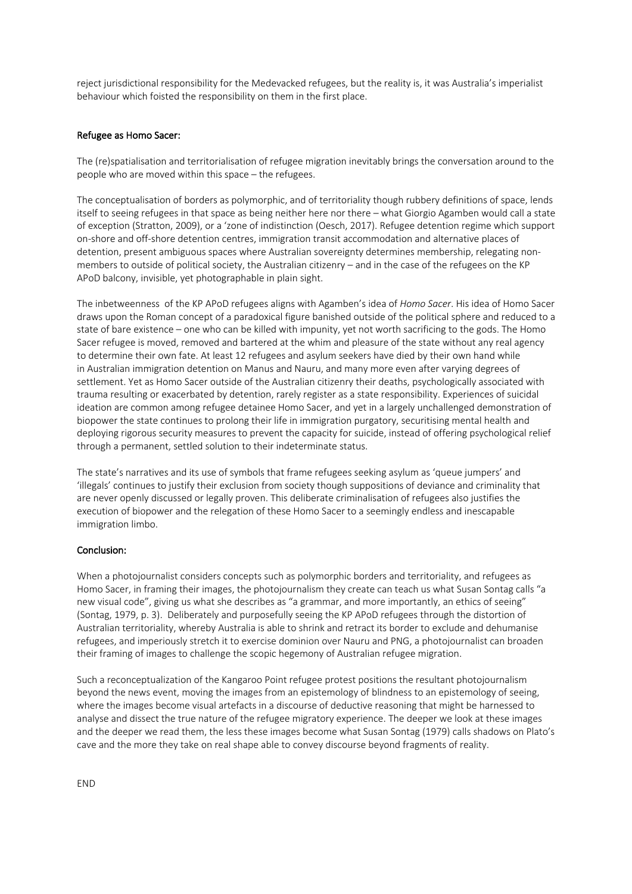reject jurisdictional responsibility for the Medevacked refugees, but the reality is, it was Australia's imperialist behaviour which foisted the responsibility on them in the first place.

## Refugee as Homo Sacer:

The (re)spatialisation and territorialisation of refugee migration inevitably brings the conversation around to the people who are moved within this space – the refugees.

The conceptualisation of borders as polymorphic, and of territoriality though rubbery definitions of space, lends itself to seeing refugees in that space as being neither here nor there – what Giorgio Agamben would call a state of exception (Stratton, 2009), or a 'zone of indistinction (Oesch, 2017). Refugee detention regime which support on-shore and off-shore detention centres, immigration transit accommodation and alternative places of detention, present ambiguous spaces where Australian sovereignty determines membership, relegating non-members to outside of political society, the Australian citizenry – and in the case of the refugees on the KP APoD balcony, invisible, yet photographable in plain sight.

The inbetweenness of the KP APoD refugees aligns with Agamben's idea of *Homo Sacer*. His idea of Homo Sacer draws upon the Roman concept of a paradoxical figure banished outside of the political sphere and reduced to a state of bare existence – one who can be killed with impunity, yet not worth sacrificing to the gods. The Homo Sacer refugee is moved, removed and bartered at the whim and pleasure of the state without any real agency to determine their own fate. At least 12 refugees and asylum seekers have died by their own hand while in Australian immigration detention on Manus and Nauru, and many more even after varying degrees of settlement. Yet as Homo Sacer outside of the Australian citizenry their deaths, psychologically associated with trauma resulting or exacerbated by detention, rarely register as a state responsibility. Experiences of suicidal ideation are common among refugee detainee Homo Sacer, and yet in a largely unchallenged demonstration of biopower the state continues to prolong their life in immigration purgatory, securitising mental health and deploying rigorous security measures to prevent the capacity for suicide, instead of offering psychological relief through a permanent, settled solution to their indeterminate status.

The state's narratives and its use of symbols that frame refugees seeking asylum as 'queue jumpers' and 'illegals' continues to justify their exclusion from society though suppositions of deviance and criminality that are never openly discussed or legally proven. This deliberate criminalisation of refugees also justifies the execution of biopower and the relegation of these Homo Sacer to a seemingly endless and inescapable immigration limbo.

## Conclusion:

When a photojournalist considers concepts such as polymorphic borders and territoriality, and refugees as Homo Sacer, in framing their images, the photojournalism they create can teach us what Susan Sontag calls "a new visual code", giving us what she describes as "a grammar, and more importantly, an ethics of seeing" (Sontag, 1979, p. 3). Deliberately and purposefully seeing the KP APoD refugees through the distortion of Australian territoriality, whereby Australia is able to shrink and retract its border to exclude and dehumanise refugees, and imperiously stretch it to exercise dominion over Nauru and PNG, a photojournalist can broaden their framing of images to challenge the scopic hegemony of Australian refugee migration.

Such a reconceptualization of the Kangaroo Point refugee protest positions the resultant photojournalism beyond the news event, moving the images from an epistemology of blindness to an epistemology of seeing, where the images become visual artefacts in a discourse of deductive reasoning that might be harnessed to analyse and dissect the true nature of the refugee migratory experience. The deeper we look at these images and the deeper we read them, the less these images become what Susan Sontag (1979) calls shadows on Plato's cave and the more they take on real shape able to convey discourse beyond fragments of reality.

END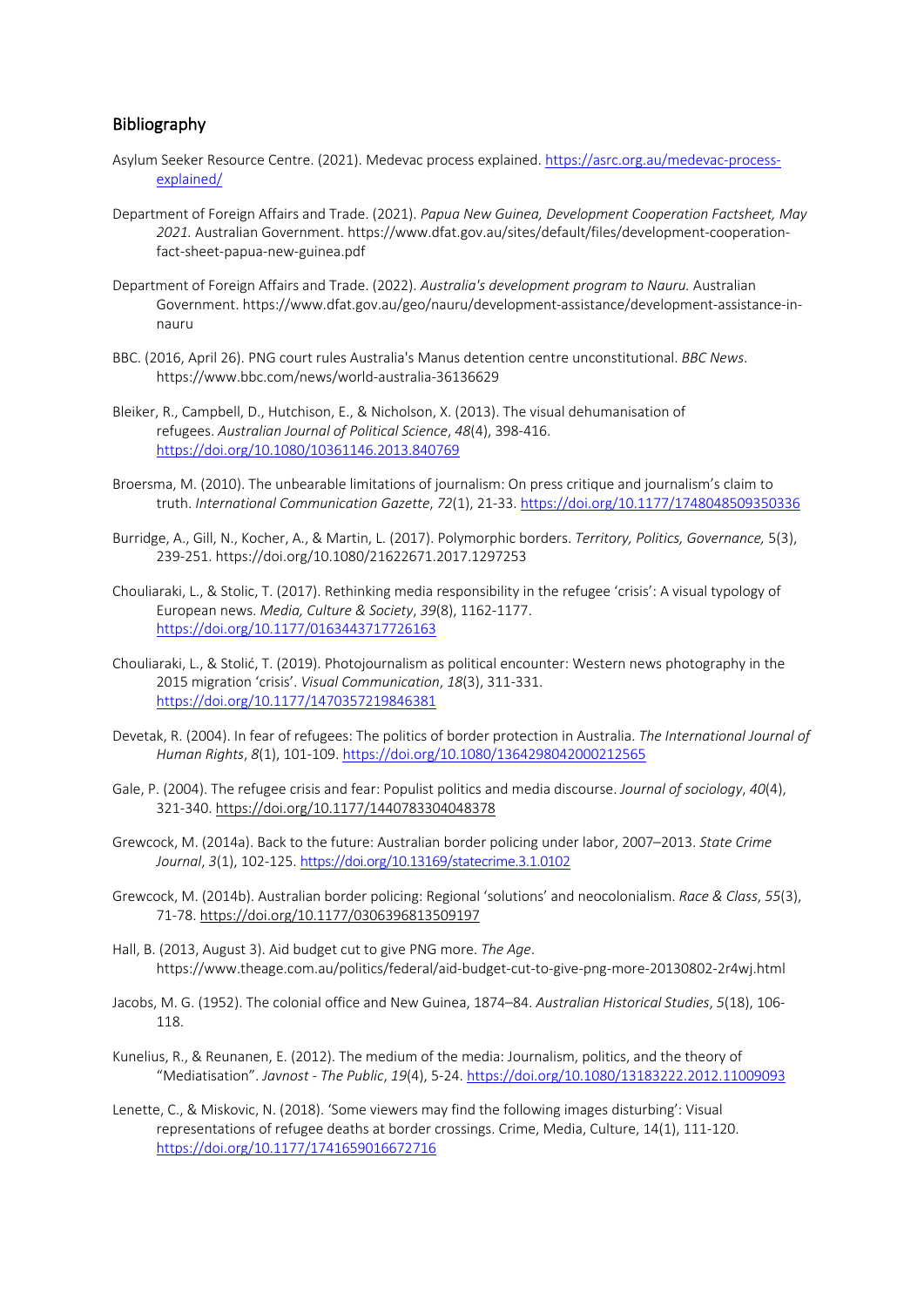## Bibliography

Asylum Seeker Resource Centre. (2021). Medevac process explained. https://asrc.org.au/medevac-process-explained/

Department of Foreign Affairs and Trade. (2021). *Papua New Guinea, Development Cooperation Factsheet, May 2021.* Australian Government. https://www.dfat.gov.au/sites/default/files/development-cooperation-fact-sheet-papua-new-guinea.pdf

Department of Foreign Affairs and Trade. (2022). *Australia's development program to Nauru.* Australian Government. https://www.dfat.gov.au/geo/nauru/development-assistance/development-assistance-in-nauru

BBC. (2016, April 26). PNG court rules Australia's Manus detention centre unconstitutional. *BBC News*. https://www.bbc.com/news/world-australia-36136629

Bleiker, R., Campbell, D., Hutchison, E., & Nicholson, X. (2013). The visual dehumanisation of refugees. *Australian Journal of Political Science*, *48*(4), 398-416. https://doi.org/10.1080/10361146.2013.840769

Broersma, M. (2010). The unbearable limitations of journalism: On press critique and journalism's claim to truth. *International Communication Gazette*, *72*(1), 21-33. https://doi.org/10.1177/1748048509350336

Burridge, A., Gill, N., Kocher, A., & Martin, L. (2017). Polymorphic borders. *Territory, Politics, Governance,* 5(3), 239-251. https://doi.org/10.1080/21622671.2017.1297253

Chouliaraki, L., & Stolic, T. (2017). Rethinking media responsibility in the refugee 'crisis': A visual typology of European news. *Media, Culture & Society*, *39*(8), 1162-1177. https://doi.org/10.1177/0163443717726163

Chouliaraki, L., & Stolić, T. (2019). Photojournalism as political encounter: Western news photography in the 2015 migration 'crisis'. *Visual Communication*, *18*(3), 311-331. https://doi.org/10.1177/1470357219846381

Devetak, R. (2004). In fear of refugees: The politics of border protection in Australia. *The International Journal of Human Rights*, *8*(1), 101-109. https://doi.org/10.1080/1364298042000212565

Gale, P. (2004). The refugee crisis and fear: Populist politics and media discourse. *Journal of sociology*, *40*(4), 321-340. https://doi.org/10.1177/1440783304048378

Grewcock, M. (2014a). Back to the future: Australian border policing under labor, 2007–2013. *State Crime Journal*, *3*(1), 102-125. https://doi.org/10.13169/statecrime.3.1.0102

Grewcock, M. (2014b). Australian border policing: Regional 'solutions' and neocolonialism. *Race & Class*, *55*(3), 71-78. https://doi.org/10.1177/0306396813509197

Hall, B. (2013, August 3). Aid budget cut to give PNG more. *The Age*. https://www.theage.com.au/politics/federal/aid-budget-cut-to-give-png-more-20130802-2r4wj.html

Jacobs, M. G. (1952). The colonial office and New Guinea, 1874–84. *Australian Historical Studies*, *5*(18), 106-118.

Kunelius, R., & Reunanen, E. (2012). The medium of the media: Journalism, politics, and the theory of "Mediatisation". *Javnost - The Public*, *19*(4), 5-24. https://doi.org/10.1080/13183222.2012.11009093

Lenette, C., & Miskovic, N. (2018). 'Some viewers may find the following images disturbing': Visual representations of refugee deaths at border crossings. Crime, Media, Culture, 14(1), 111-120. https://doi.org/10.1177/1741659016672716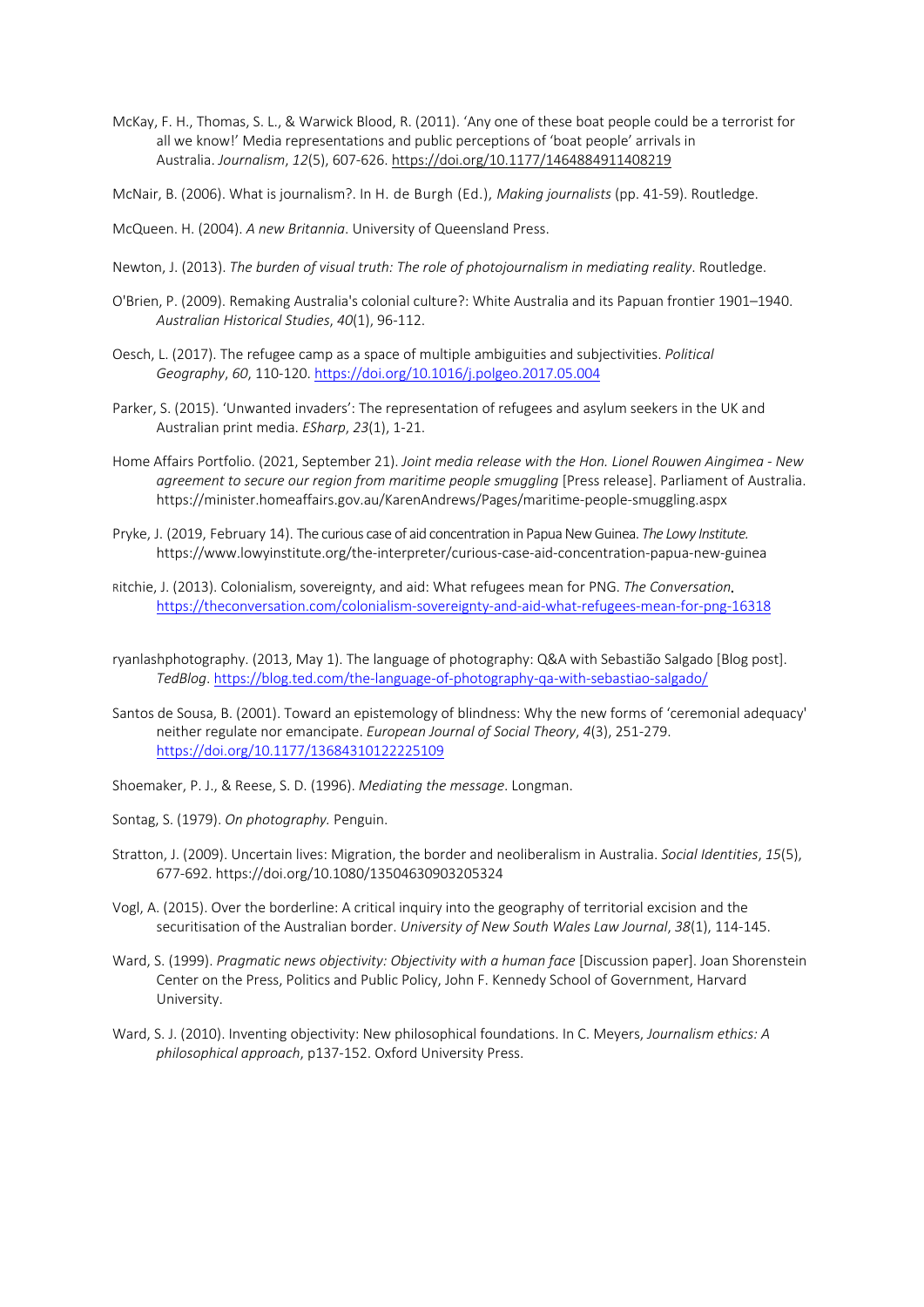McKay, F. H., Thomas, S. L., & Warwick Blood, R. (2011). 'Any one of these boat people could be a terrorist for all we know!' Media representations and public perceptions of 'boat people' arrivals in Australia. *Journalism*, *12*(5), 607-626. https://doi.org/10.1177/1464884911408219

McNair, B. (2006). What is journalism?. In H. de Burgh (Ed.), *Making journalists* (pp. 41-59). Routledge.

McQueen. H. (2004). *A new Britannia*. University of Queensland Press.

Newton, J. (2013). *The burden of visual truth: The role of photojournalism in mediating reality*. Routledge.

O'Brien, P. (2009). Remaking Australia's colonial culture?: White Australia and its Papuan frontier 1901–1940. *Australian Historical Studies*, *40*(1), 96-112.

Oesch, L. (2017). The refugee camp as a space of multiple ambiguities and subjectivities. *Political Geography*, *60*, 110-120. https://doi.org/10.1016/j.polgeo.2017.05.004

Parker, S. (2015). 'Unwanted invaders': The representation of refugees and asylum seekers in the UK and Australian print media. *ESharp*, *23*(1), 1-21.

Home Affairs Portfolio. (2021, September 21). *Joint media release with the Hon. Lionel Rouwen Aingimea - New agreement to secure our region from maritime people smuggling* [Press release]. Parliament of Australia. https://minister.homeaffairs.gov.au/KarenAndrews/Pages/maritime-people-smuggling.aspx

Pryke, J. (2019, February 14). The curious case of aid concentration in Papua New Guinea. *The Lowy Institute*. https://www.lowyinstitute.org/the-interpreter/curious-case-aid-concentration-papua-new-guinea

Ritchie, J. (2013). Colonialism, sovereignty, and aid: What refugees mean for PNG. *The Conversation*. https://theconversation.com/colonialism-sovereignty-and-aid-what-refugees-mean-for-png-16318

ryanlashphotography. (2013, May 1). The language of photography: Q&A with Sebastião Salgado [Blog post]. *TedBlog*. https://blog.ted.com/the-language-of-photography-qa-with-sebastiao-salgado/

Santos de Sousa, B. (2001). Toward an epistemology of blindness: Why the new forms of 'ceremonial adequacy' neither regulate nor emancipate. *European Journal of Social Theory*, *4*(3), 251-279. https://doi.org/10.1177/13684310122225109

Shoemaker, P. J., & Reese, S. D. (1996). *Mediating the message*. Longman.

Sontag, S. (1979). *On photography.* Penguin.

Stratton, J. (2009). Uncertain lives: Migration, the border and neoliberalism in Australia. *Social Identities*, *15*(5), 677-692. https://doi.org/10.1080/13504630903205324

Vogl, A. (2015). Over the borderline: A critical inquiry into the geography of territorial excision and the securitisation of the Australian border. *University of New South Wales Law Journal*, *38*(1), 114-145.

Ward, S. (1999). *Pragmatic news objectivity: Objectivity with a human face* [Discussion paper]. Joan Shorenstein Center on the Press, Politics and Public Policy, John F. Kennedy School of Government, Harvard University.

Ward, S. J. (2010). Inventing objectivity: New philosophical foundations. In C. Meyers, *Journalism ethics: A philosophical approach*, p137-152. Oxford University Press.